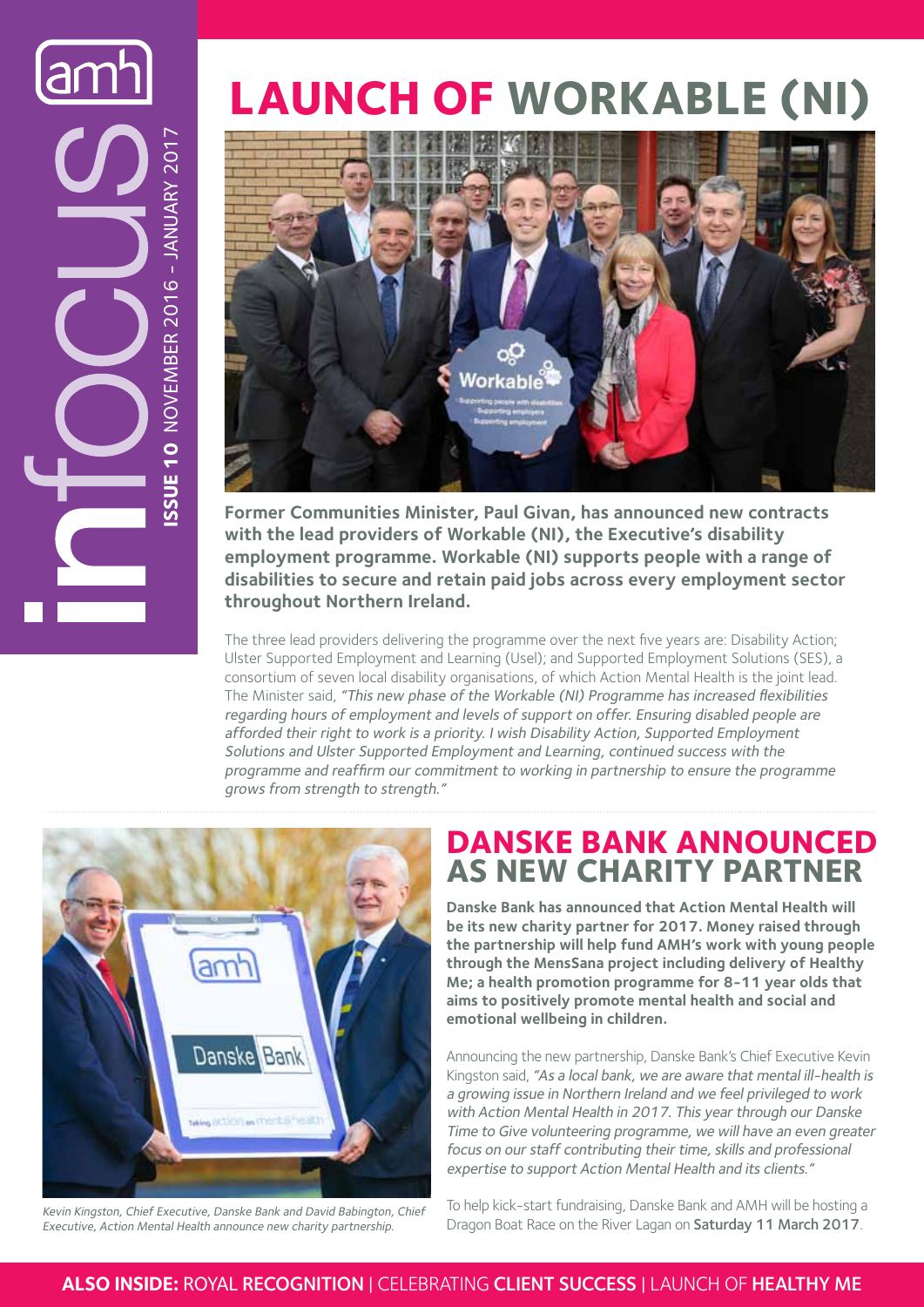amh

infocus

**ISSUE 10** NOVEMBER 2016 - JANUARY 2017

# LAUNCH OF WORKABLE (NI)

**Former Communities Minister, Paul Givan, has announced new contracts with the lead providers of Workable (NI), the Executive's disability employment programme. Workable (NI) supports people with a range of disabilities to secure and retain paid jobs across every employment sector throughout Northern Ireland.**

The three lead providers delivering the programme over the next five years are: Disability Action; Ulster Supported Employment and Learning (Usel); and Supported Employment Solutions (SES), a consortium of seven local disability organisations, of which Action Mental Health is the joint lead. The Minister said, *"This new phase of the Workable (NI) Programme has increased flexibilities regarding hours of employment and levels of support on offer. Ensuring disabled people are afforded their right to work is a priority. I wish Disability Action, Supported Employment Solutions and Ulster Supported Employment and Learning, continued success with the programme and reaffirm our commitment to working in partnership to ensure the programme grows from strength to strength."*

*Kevin Kingston, Chief Executive, Danske Bank and David Babington, Chief Executive, Action Mental Health announce new charity partnership.*

## DANSKE BANK ANNOUNCED AS NEW CHARITY PARTNER

**Danske Bank has announced that Action Mental Health will be its new charity partner for 2017. Money raised through the partnership will help fund AMH's work with young people through the MensSana project including delivery of Healthy Me; a health promotion programme for 8-11 year olds that aims to positively promote mental health and social and emotional wellbeing in children.**

Announcing the new partnership, Danske Bank's Chief Executive Kevin Kingston said, *"As a local bank, we are aware that mental ill-health is a growing issue in Northern Ireland and we feel privileged to work with Action Mental Health in 2017. This year through our Danske Time to Give volunteering programme, we will have an even greater focus on our staff contributing their time, skills and professional expertise to support Action Mental Health and its clients."*

To help kick-start fundraising, Danske Bank and AMH will be hosting a Dragon Boat Race on the River Lagan on **Saturday 11 March 2017**.

**ALSO INSIDE:** ROYAL **RECOGNITION** | CELEBRATING **CLIENT SUCCESS** | LAUNCH OF **HEALTHY ME**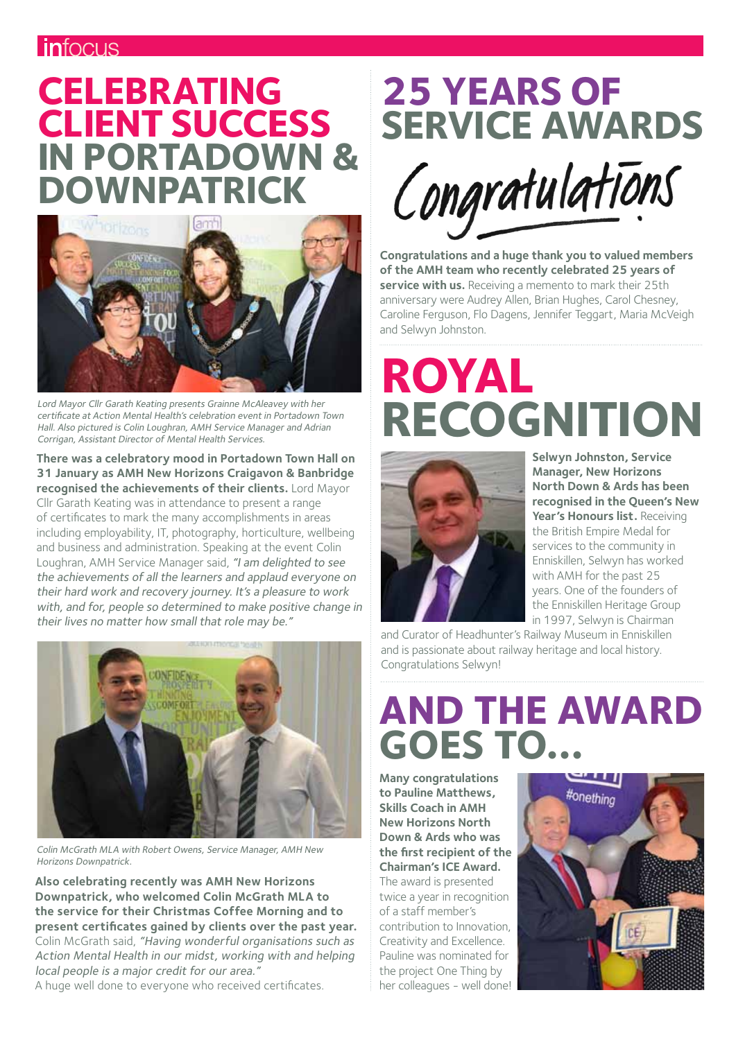# CELEBRATING CLIENT SUCCESS IN PORTADOWN & DOWNPATRICK

*Lord Mayor Cllr Garath Keating presents Grainne McAleavey with her certificate at Action Mental Health's celebration event in Portadown Town Hall. Also pictured is Colin Loughran, AMH Service Manager and Adrian Corrigan, Assistant Director of Mental Health Services.*

**There was a celebratory mood in Portadown Town Hall on 31 January as AMH New Horizons Craigavon & Banbridge recognised the achievements of their clients.** Lord Mayor Cllr Garath Keating was in attendance to present a range of certificates to mark the many accomplishments in areas including employability, IT, photography, horticulture, wellbeing and business and administration. Speaking at the event Colin Loughran, AMH Service Manager said, *"I am delighted to see the achievements of all the learners and applaud everyone on their hard work and recovery journey. It's a pleasure to work with, and for, people so determined to make positive change in their lives no matter how small that role may be."*

*Colin McGrath MLA with Robert Owens, Service Manager, AMH New Horizons Downpatrick.*

**Also celebrating recently was AMH New Horizons Downpatrick, who welcomed Colin McGrath MLA to the service for their Christmas Coffee Morning and to present certificates gained by clients over the past year.** Colin McGrath said, *"Having wonderful organisations such as Action Mental Health in our midst, working with and helping local people is a major credit for our area."* A huge well done to everyone who received certificates.

# 25 YEARS OF SERVICE AWARDS

Congratulations

**Congratulations and a huge thank you to valued members of the AMH team who recently celebrated 25 years of service with us.** Receiving a memento to mark their 25th anniversary were Audrey Allen, Brian Hughes, Carol Chesney, Caroline Ferguson, Flo Dagens, Jennifer Teggart, Maria McVeigh and Selwyn Johnston.

# ROYAL RECOGNITION

**Selwyn Johnston, Service Manager, New Horizons North Down & Ards has been recognised in the Queen's New Year's Honours list.** Receiving the British Empire Medal for services to the community in Enniskillen, Selwyn has worked with AMH for the past 25 years. One of the founders of the Enniskillen Heritage Group in 1997, Selwyn is Chairman and Curator of Headhunter's Railway Museum in Enniskillen and is passionate about railway heritage and local history. Congratulations Selwyn!

# AND THE AWARD GOES TO...

**Many congratulations to Pauline Matthews, Skills Coach in AMH New Horizons North Down & Ards who was the first recipient of the Chairman's ICE Award.** The award is presented twice a year in recognition of a staff member's contribution to Innovation, Creativity and Excellence. Pauline was nominated for the project One Thing by her colleagues – well done!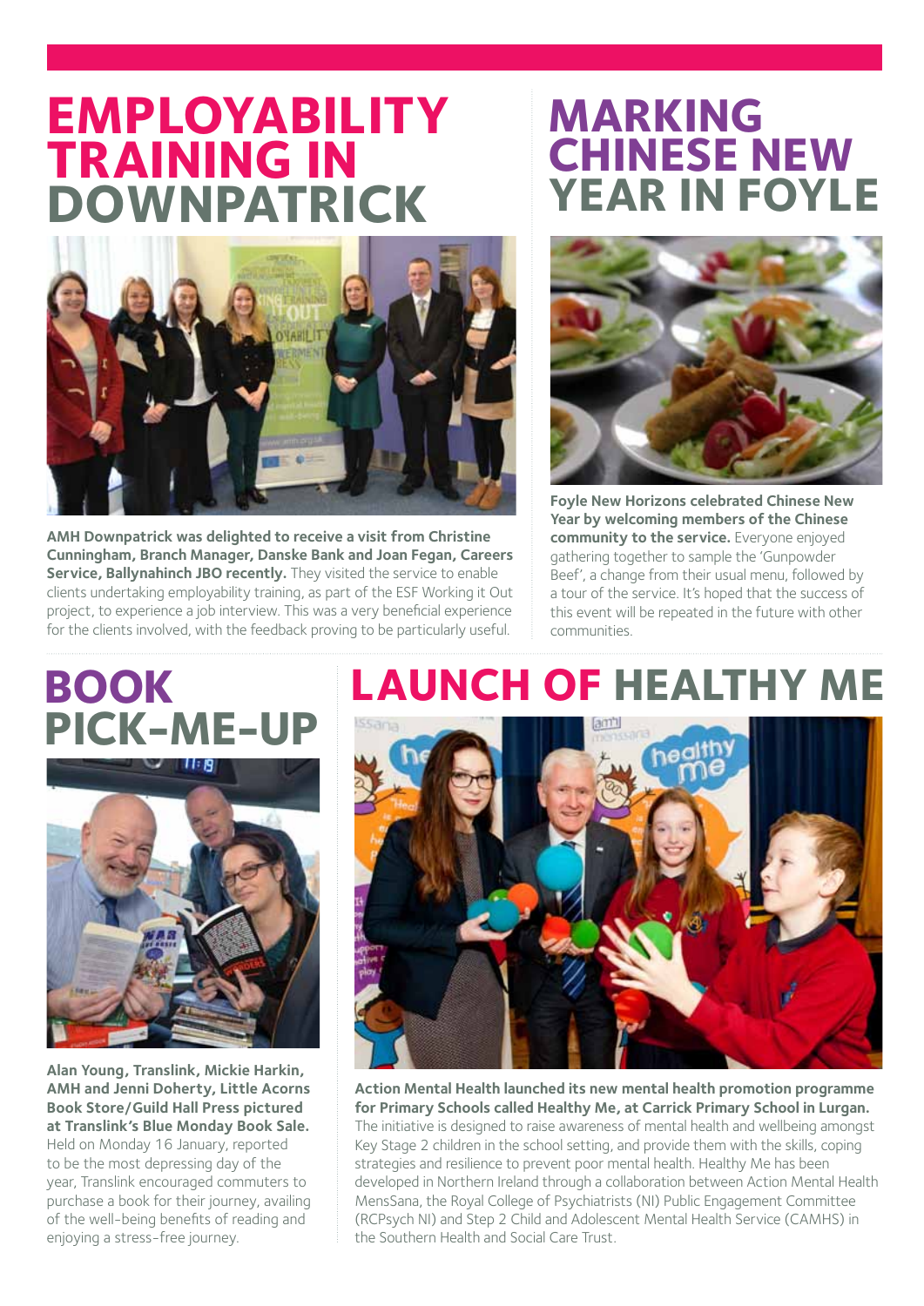# EMPLOYABILITY TRAINING IN DOWNPATRICK

**AMH Downpatrick was delighted to receive a visit from Christine Cunningham, Branch Manager, Danske Bank and Joan Fegan, Careers Service, Ballynahinch JBO recently.** They visited the service to enable clients undertaking employability training, as part of the ESF Working it Out project, to experience a job interview. This was a very beneficial experience for the clients involved, with the feedback proving to be particularly useful.

# MARKING CHINESE NEW YEAR IN FOYLE

**Foyle New Horizons celebrated Chinese New Year by welcoming members of the Chinese community to the service.** Everyone enjoyed gathering together to sample the 'Gunpowder Beef', a change from their usual menu, followed by a tour of the service. It's hoped that the success of this event will be repeated in the future with other communities.

# BOOK PICK-ME-UP

**Alan Young, Translink, Mickie Harkin, AMH and Jenni Doherty, Little Acorns Book Store/Guild Hall Press pictured at Translink's Blue Monday Book Sale.** Held on Monday 16 January, reported to be the most depressing day of the year, Translink encouraged commuters to purchase a book for their journey, availing of the well-being benefits of reading and enjoying a stress-free journey.

# LAUNCH OF HEALTHY ME

**Action Mental Health launched its new mental health promotion programme for Primary Schools called Healthy Me, at Carrick Primary School in Lurgan.** The initiative is designed to raise awareness of mental health and wellbeing amongst Key Stage 2 children in the school setting, and provide them with the skills, coping strategies and resilience to prevent poor mental health. Healthy Me has been developed in Northern Ireland through a collaboration between Action Mental Health MensSana, the Royal College of Psychiatrists (NI) Public Engagement Committee (RCPsych NI) and Step 2 Child and Adolescent Mental Health Service (CAMHS) in the Southern Health and Social Care Trust.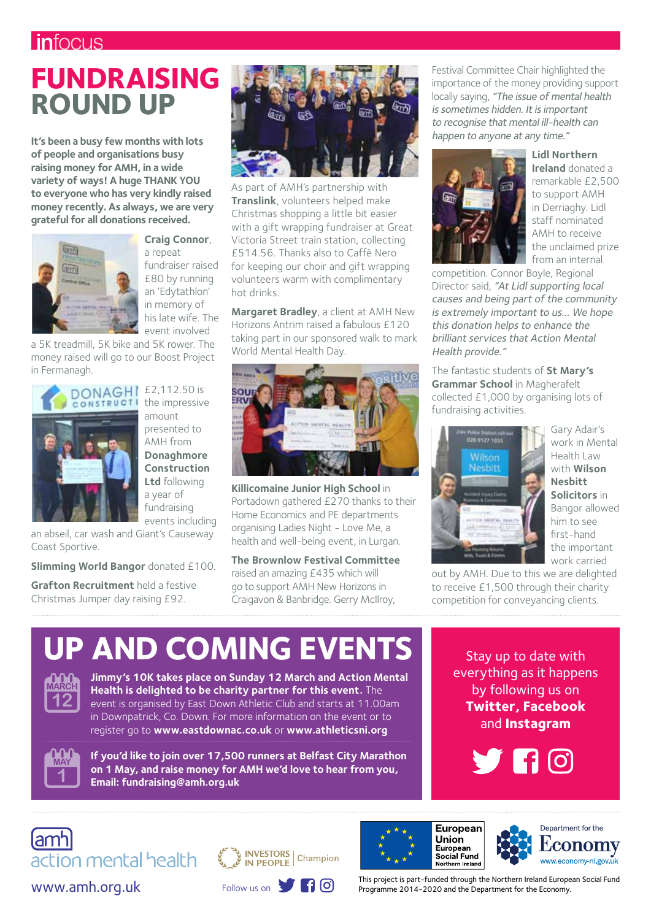# FUNDRAISING ROUND UP

**It's been a busy few months with lots of people and organisations busy raising money for AMH, in a wide variety of ways! A huge THANK YOU to everyone who has very kindly raised money recently. As always, we are very grateful for all donations received.**

**Craig Connor**, a repeat fundraiser raised £80 by running an 'Edytathlon' in memory of his late wife. The event involved a 5K treadmill, 5K bike and 5K rower. The money raised will go to our Boost Project in Fermanagh.

£2,112.50 is the impressive amount presented to AMH from **Donaghmore Construction Ltd** following a year of fundraising events including an abseil, car wash and Giant's Causeway Coast Sportive.

**Slimming World Bangor** donated £100.

**Grafton Recruitment** held a festive Christmas Jumper day raising £92.

As part of AMH's partnership with **Translink**, volunteers helped make Christmas shopping a little bit easier with a gift wrapping fundraiser at Great Victoria Street train station, collecting £514.56. Thanks also to Caffè Nero for keeping our choir and gift wrapping volunteers warm with complimentary hot drinks.

**Margaret Bradley**, a client at AMH New Horizons Antrim raised a fabulous £120 taking part in our sponsored walk to mark World Mental Health Day.

**Killicomaine Junior High School** in Portadown gathered £270 thanks to their Home Economics and PE departments organising Ladies Night - Love Me, a health and well-being event, in Lurgan.

**The Brownlow Festival Committee** raised an amazing £435 which will go to support AMH New Horizons in Craigavon & Banbridge. Gerry McIlroy, Festival Committee Chair highlighted the importance of the money providing support locally saying, *"The issue of mental health is sometimes hidden. It is important to recognise that mental ill-health can happen to anyone at any time."*

**Lidl Northern Ireland** donated a remarkable £2,500 to support AMH in Derriaghy. Lidl staff nominated AMH to receive the unclaimed prize from an internal competition. Connor Boyle, Regional Director said, *"At Lidl supporting local causes and being part of the community is extremely important to us... We hope this donation helps to enhance the brilliant services that Action Mental Health provide."*

The fantastic students of **St Mary's Grammar School** in Magherafelt collected £1,000 by organising lots of fundraising activities.

Gary Adair's work in Mental Health Law with **Wilson Nesbitt Solicitors** in Bangor allowed him to see first-hand the important work carried out by AMH. Due to this we are delighted to receive £1,500 through their charity competition for conveyancing clients.

# UP AND COMING EVENTS

MARCH 12

**Jimmy's 10K takes place on Sunday 12 March and Action Mental Health is delighted to be charity partner for this event.** The event is organised by East Down Athletic Club and starts at 11.00am in Downpatrick, Co. Down. For more information on the event or to register go to **www.eastdownac.co.uk** or **www.athleticsni.org**

MAY 1

**If you'd like to join over 17,500 runners at Belfast City Marathon on 1 May, and raise money for AMH we'd love to hear from you, Email: fundraising@amh.org.uk**

Stay up to date with everything as it happens by following us on **Twitter, Facebook** and **Instagram**

amh action mental health

www.amh.org.uk

INVESTORS IN PEOPLE | Champion

Follow us on

European Union European Social Fund Northern Ireland

Department for the Economy www.economy-ni.gov.uk

This project is part-funded through the Northern Ireland European Social Fund Programme 2014-2020 and the Department for the Economy.